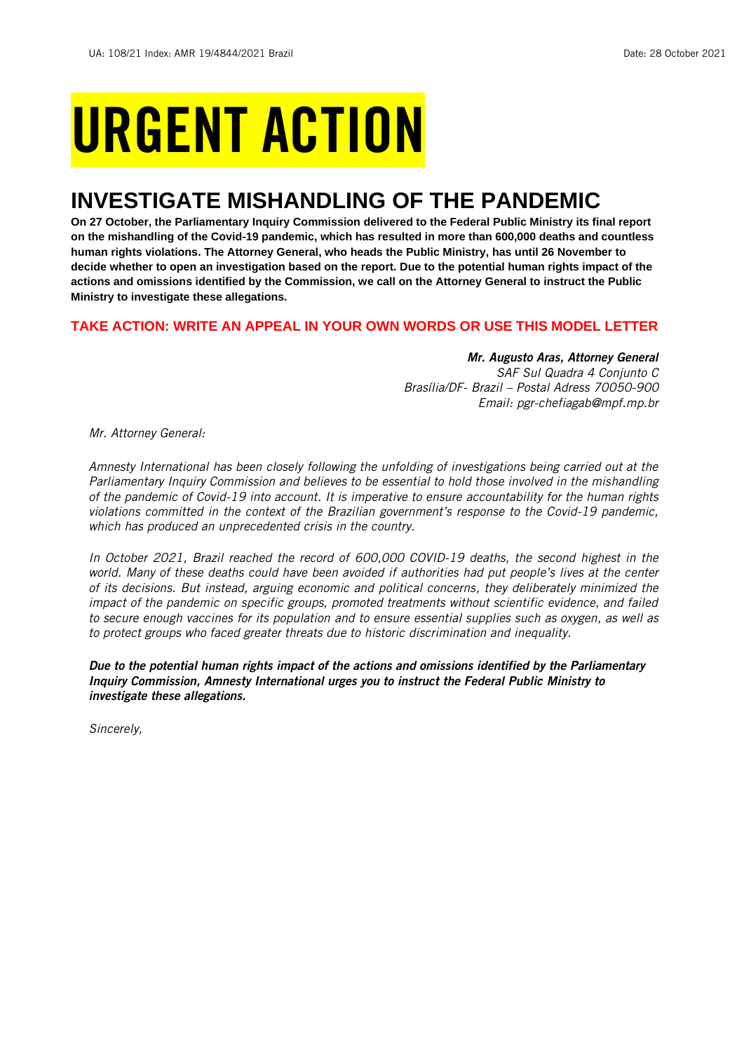# URGENT ACTION

## INVESTIGATE MISHANDLING OF THE PANDEMIC

**On 27 October, the Parliamentary Inquiry Commission delivered to the Federal Public Ministry its final report on the mishandling of the Covid-19 pandemic, which has resulted in more than 600,000 deaths and countless human rights violations. The Attorney General, who heads the Public Ministry, has until 26 November to decide whether to open an investigation based on the report. Due to the potential human rights impact of the actions and omissions identified by the Commission, we call on the Attorney General to instruct the Public Ministry to investigate these allegations.**

**TAKE ACTION: WRITE AN APPEAL IN YOUR OWN WORDS OR USE THIS MODEL LETTER**

***Mr. Augusto Aras, Attorney General***
*SAF Sul Quadra 4 Conjunto C*
*Brasília/DF- Brazil – Postal Adress 70050-900*
*Email: pgr-chefiagab@mpf.mp.br*

*Mr. Attorney General:*

*Amnesty International has been closely following the unfolding of investigations being carried out at the Parliamentary Inquiry Commission and believes to be essential to hold those involved in the mishandling of the pandemic of Covid-19 into account. It is imperative to ensure accountability for the human rights violations committed in the context of the Brazilian government's response to the Covid-19 pandemic, which has produced an unprecedented crisis in the country.*

*In October 2021, Brazil reached the record of 600,000 COVID-19 deaths, the second highest in the world. Many of these deaths could have been avoided if authorities had put people's lives at the center of its decisions. But instead, arguing economic and political concerns, they deliberately minimized the impact of the pandemic on specific groups, promoted treatments without scientific evidence, and failed to secure enough vaccines for its population and to ensure essential supplies such as oxygen, as well as to protect groups who faced greater threats due to historic discrimination and inequality.*

***Due to the potential human rights impact of the actions and omissions identified by the Parliamentary Inquiry Commission, Amnesty International urges you to instruct the Federal Public Ministry to investigate these allegations.***

*Sincerely,*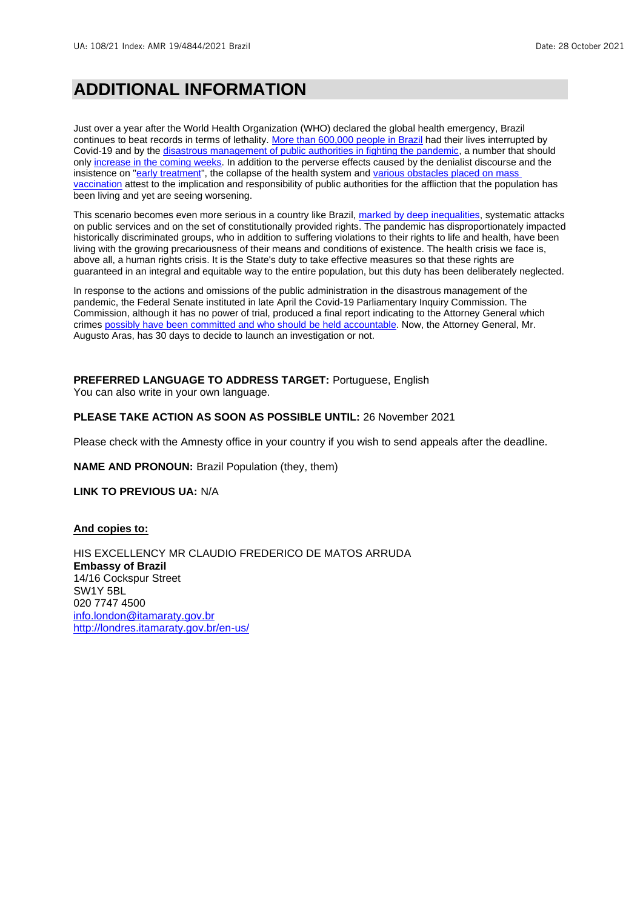# ADDITIONAL INFORMATION

Just over a year after the World Health Organization (WHO) declared the global health emergency, Brazil continues to beat records in terms of lethality. More than 600,000 people in Brazil had their lives interrupted by Covid-19 and by the disastrous management of public authorities in fighting the pandemic, a number that should only increase in the coming weeks. In addition to the perverse effects caused by the denialist discourse and the insistence on "early treatment", the collapse of the health system and various obstacles placed on mass vaccination attest to the implication and responsibility of public authorities for the affliction that the population has been living and yet are seeing worsening.

This scenario becomes even more serious in a country like Brazil, marked by deep inequalities, systematic attacks on public services and on the set of constitutionally provided rights. The pandemic has disproportionately impacted historically discriminated groups, who in addition to suffering violations to their rights to life and health, have been living with the growing precariousness of their means and conditions of existence. The health crisis we face is, above all, a human rights crisis. It is the State's duty to take effective measures so that these rights are guaranteed in an integral and equitable way to the entire population, but this duty has been deliberately neglected.

In response to the actions and omissions of the public administration in the disastrous management of the pandemic, the Federal Senate instituted in late April the Covid-19 Parliamentary Inquiry Commission. The Commission, although it has no power of trial, produced a final report indicating to the Attorney General which crimes possibly have been committed and who should be held accountable. Now, the Attorney General, Mr. Augusto Aras, has 30 days to decide to launch an investigation or not.

**PREFERRED LANGUAGE TO ADDRESS TARGET:** Portuguese, English
You can also write in your own language.

**PLEASE TAKE ACTION AS SOON AS POSSIBLE UNTIL:** 26 November 2021

Please check with the Amnesty office in your country if you wish to send appeals after the deadline.

**NAME AND PRONOUN:** Brazil Population (they, them)

**LINK TO PREVIOUS UA:** N/A

**And copies to:**

HIS EXCELLENCY MR CLAUDIO FREDERICO DE MATOS ARRUDA
**Embassy of Brazil**
14/16 Cockspur Street
SW1Y 5BL
020 7747 4500
info.london@itamaraty.gov.br
http://londres.itamaraty.gov.br/en-us/